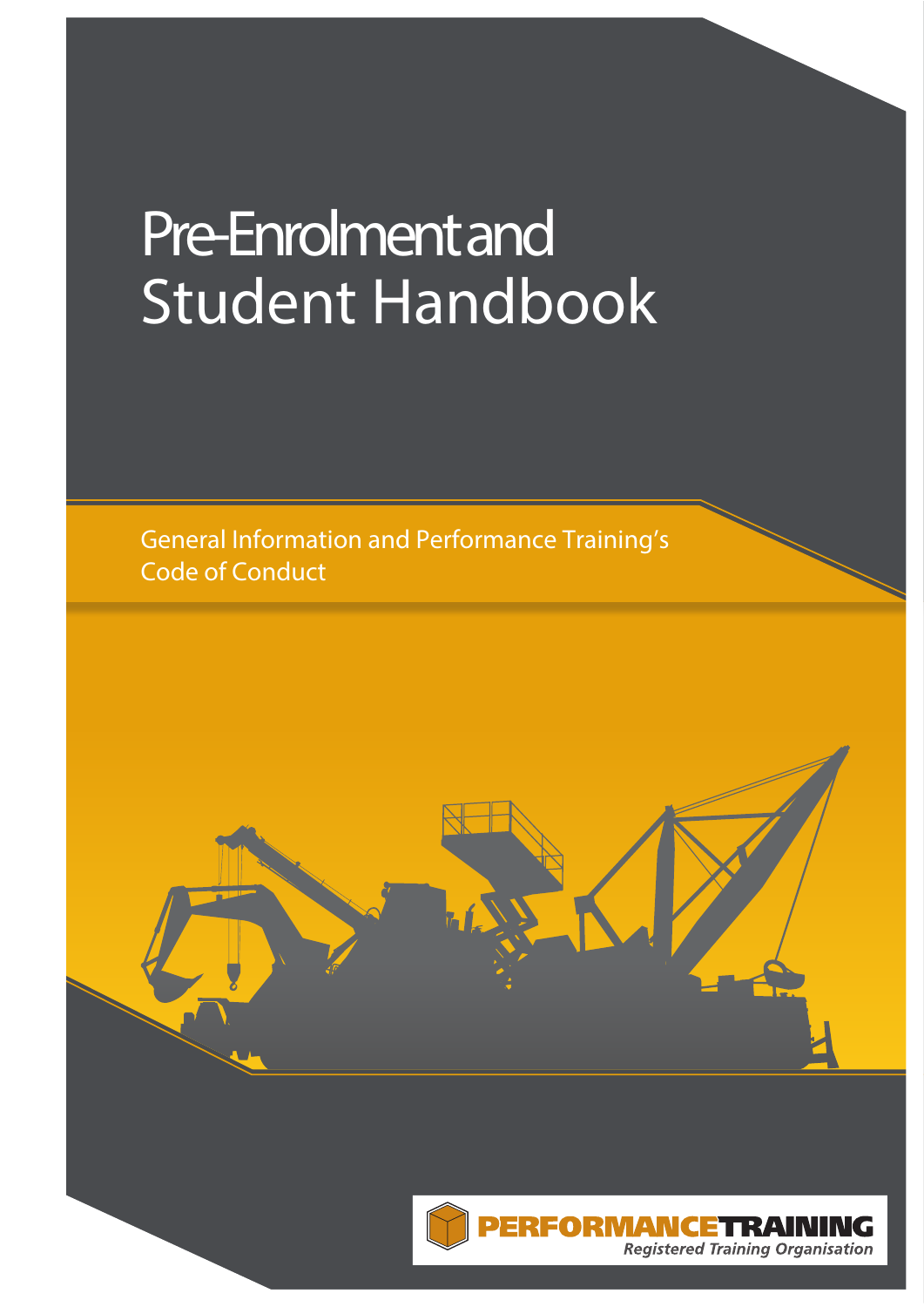# Pre-Enrolment and Student Handbook

General Information and Performance Training's Code of Conduct

**PERFORMANCETRAINING**

*Registered Training Organisation*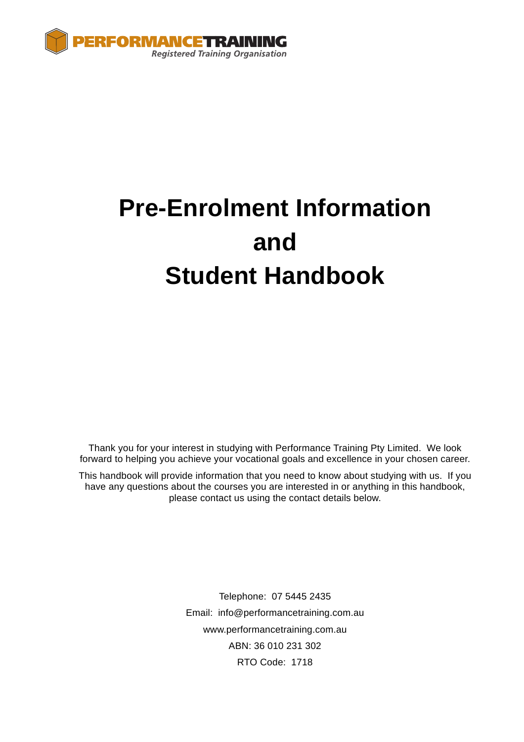**PERFORMANCETRAINING**
*Registered Training Organisation*

# Pre-Enrolment Information and Student Handbook

Thank you for your interest in studying with Performance Training Pty Limited. We look forward to helping you achieve your vocational goals and excellence in your chosen career.

This handbook will provide information that you need to know about studying with us. If you have any questions about the courses you are interested in or anything in this handbook, please contact us using the contact details below.

Telephone: 07 5445 2435

Email: info@performancetraining.com.au

www.performancetraining.com.au

ABN: 36 010 231 302

RTO Code: 1718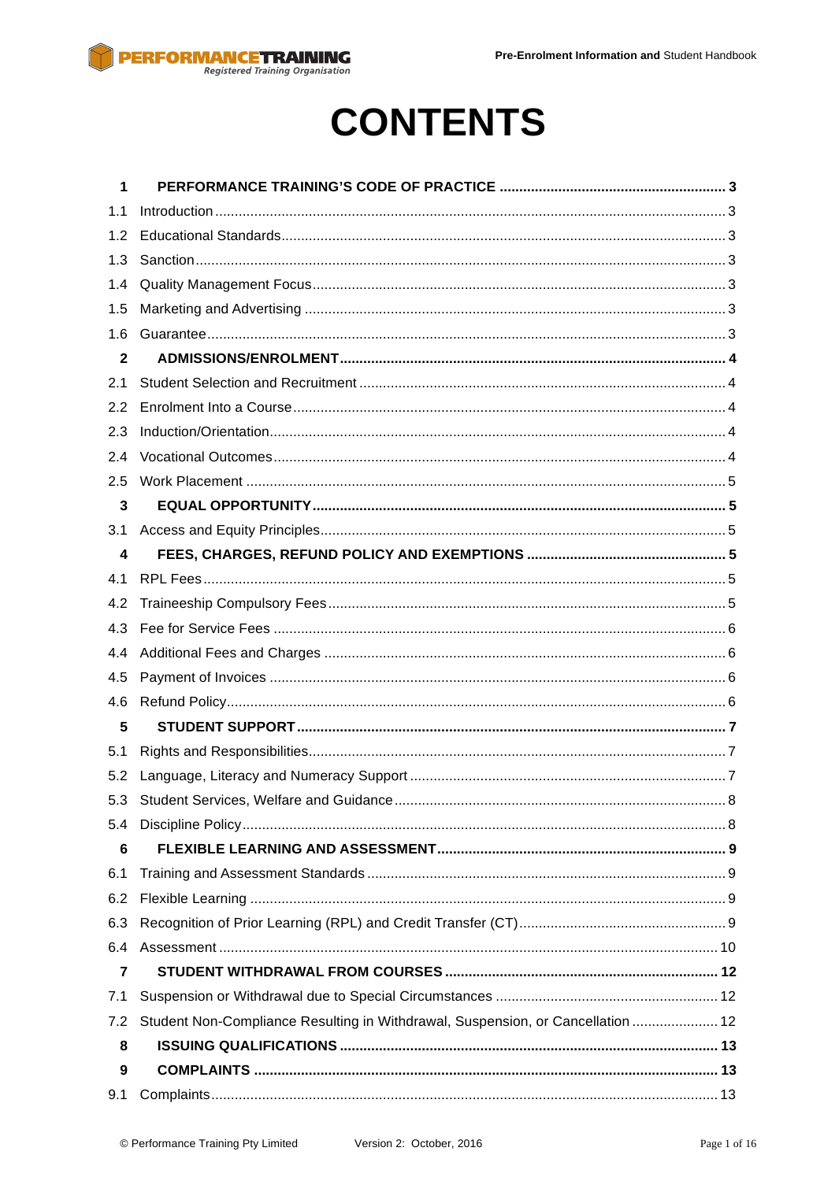# CONTENTS

| | | |
|---|---|---|
| **1** | **PERFORMANCE TRAINING'S CODE OF PRACTICE** | **3** |
| 1.1 | Introduction | 3 |
| 1.2 | Educational Standards | 3 |
| 1.3 | Sanction | 3 |
| 1.4 | Quality Management Focus | 3 |
| 1.5 | Marketing and Advertising | 3 |
| 1.6 | Guarantee | 3 |
| **2** | **ADMISSIONS/ENROLMENT** | **4** |
| 2.1 | Student Selection and Recruitment | 4 |
| 2.2 | Enrolment Into a Course | 4 |
| 2.3 | Induction/Orientation | 4 |
| 2.4 | Vocational Outcomes | 4 |
| 2.5 | Work Placement | 5 |
| **3** | **EQUAL OPPORTUNITY** | **5** |
| 3.1 | Access and Equity Principles | 5 |
| **4** | **FEES, CHARGES, REFUND POLICY AND EXEMPTIONS** | **5** |
| 4.1 | RPL Fees | 5 |
| 4.2 | Traineeship Compulsory Fees | 5 |
| 4.3 | Fee for Service Fees | 6 |
| 4.4 | Additional Fees and Charges | 6 |
| 4.5 | Payment of Invoices | 6 |
| 4.6 | Refund Policy | 6 |
| **5** | **STUDENT SUPPORT** | **7** |
| 5.1 | Rights and Responsibilities | 7 |
| 5.2 | Language, Literacy and Numeracy Support | 7 |
| 5.3 | Student Services, Welfare and Guidance | 8 |
| 5.4 | Discipline Policy | 8 |
| **6** | **FLEXIBLE LEARNING AND ASSESSMENT** | **9** |
| 6.1 | Training and Assessment Standards | 9 |
| 6.2 | Flexible Learning | 9 |
| 6.3 | Recognition of Prior Learning (RPL) and Credit Transfer (CT) | 9 |
| 6.4 | Assessment | 10 |
| **7** | **STUDENT WITHDRAWAL FROM COURSES** | **12** |
| 7.1 | Suspension or Withdrawal due to Special Circumstances | 12 |
| 7.2 | Student Non-Compliance Resulting in Withdrawal, Suspension, or Cancellation | 12 |
| **8** | **ISSUING QUALIFICATIONS** | **13** |
| **9** | **COMPLAINTS** | **13** |
| 9.1 | Complaints | 13 |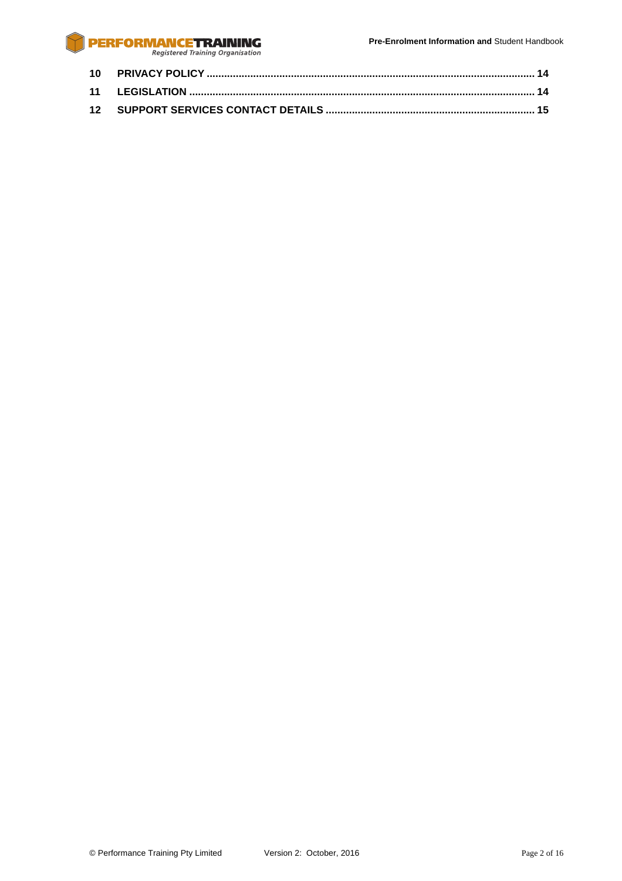| | | |
|---|---|---|
| **10** | **PRIVACY POLICY** | **14** |
| **11** | **LEGISLATION** | **14** |
| **12** | **SUPPORT SERVICES CONTACT DETAILS** | **15** |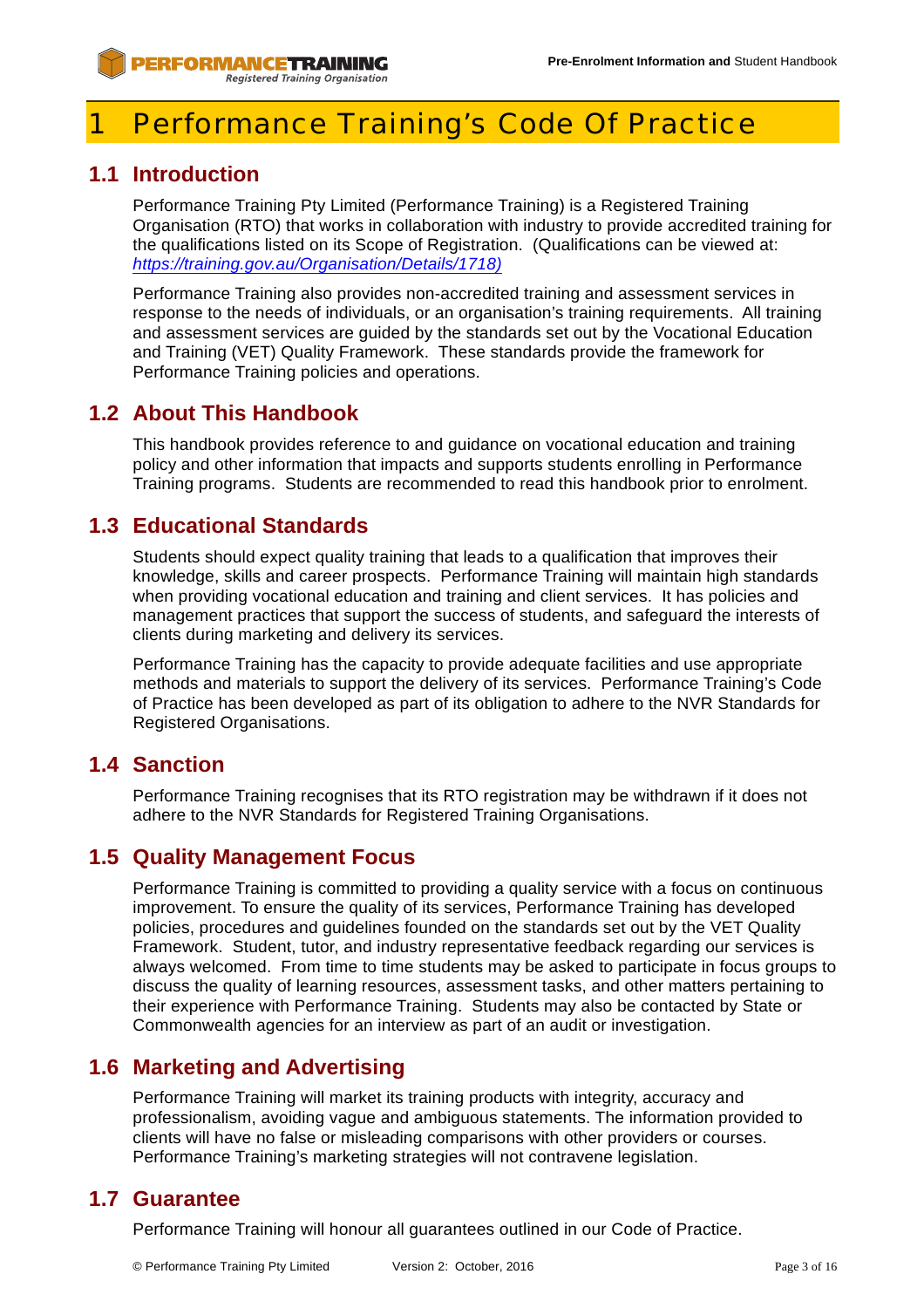# 1 Performance Training's Code Of Practice

## 1.1 Introduction

Performance Training Pty Limited (Performance Training) is a Registered Training Organisation (RTO) that works in collaboration with industry to provide accredited training for the qualifications listed on its Scope of Registration. (Qualifications can be viewed at: *https://training.gov.au/Organisation/Details/1718)*

Performance Training also provides non-accredited training and assessment services in response to the needs of individuals, or an organisation's training requirements. All training and assessment services are guided by the standards set out by the Vocational Education and Training (VET) Quality Framework. These standards provide the framework for Performance Training policies and operations.

## 1.2 About This Handbook

This handbook provides reference to and guidance on vocational education and training policy and other information that impacts and supports students enrolling in Performance Training programs. Students are recommended to read this handbook prior to enrolment.

## 1.3 Educational Standards

Students should expect quality training that leads to a qualification that improves their knowledge, skills and career prospects. Performance Training will maintain high standards when providing vocational education and training and client services. It has policies and management practices that support the success of students, and safeguard the interests of clients during marketing and delivery its services.

Performance Training has the capacity to provide adequate facilities and use appropriate methods and materials to support the delivery of its services. Performance Training's Code of Practice has been developed as part of its obligation to adhere to the NVR Standards for Registered Organisations.

## 1.4 Sanction

Performance Training recognises that its RTO registration may be withdrawn if it does not adhere to the NVR Standards for Registered Training Organisations.

## 1.5 Quality Management Focus

Performance Training is committed to providing a quality service with a focus on continuous improvement. To ensure the quality of its services, Performance Training has developed policies, procedures and guidelines founded on the standards set out by the VET Quality Framework. Student, tutor, and industry representative feedback regarding our services is always welcomed. From time to time students may be asked to participate in focus groups to discuss the quality of learning resources, assessment tasks, and other matters pertaining to their experience with Performance Training. Students may also be contacted by State or Commonwealth agencies for an interview as part of an audit or investigation.

## 1.6 Marketing and Advertising

Performance Training will market its training products with integrity, accuracy and professionalism, avoiding vague and ambiguous statements. The information provided to clients will have no false or misleading comparisons with other providers or courses. Performance Training's marketing strategies will not contravene legislation.

## 1.7 Guarantee

Performance Training will honour all guarantees outlined in our Code of Practice.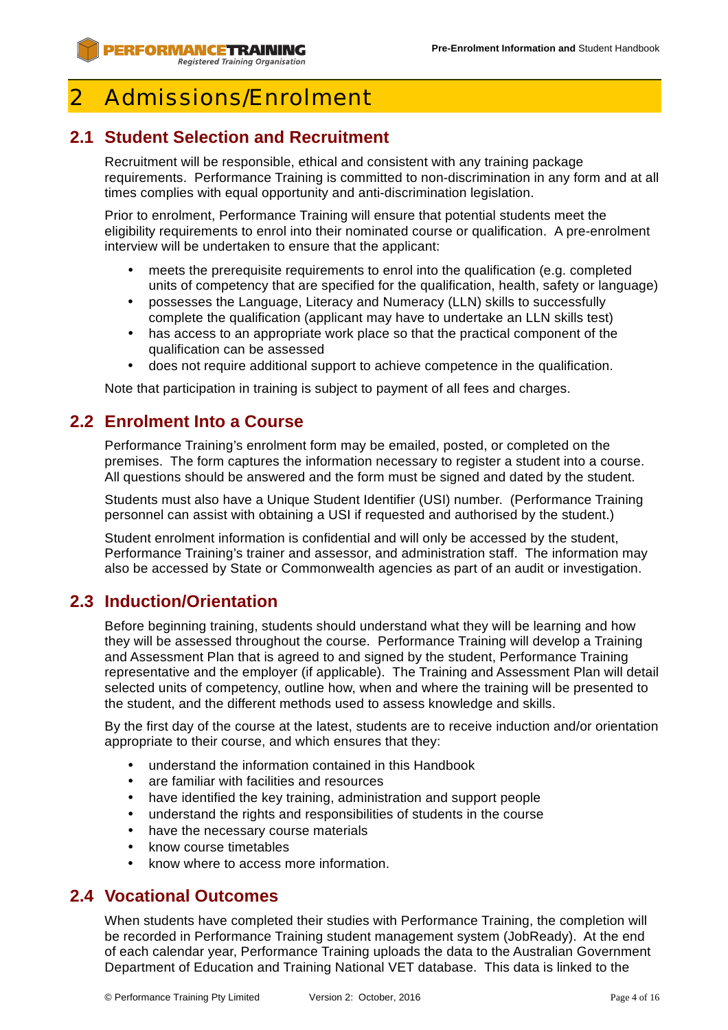# 2 Admissions/Enrolment

## 2.1 Student Selection and Recruitment

Recruitment will be responsible, ethical and consistent with any training package requirements. Performance Training is committed to non-discrimination in any form and at all times complies with equal opportunity and anti-discrimination legislation.

Prior to enrolment, Performance Training will ensure that potential students meet the eligibility requirements to enrol into their nominated course or qualification. A pre-enrolment interview will be undertaken to ensure that the applicant:

- meets the prerequisite requirements to enrol into the qualification (e.g. completed units of competency that are specified for the qualification, health, safety or language)
- possesses the Language, Literacy and Numeracy (LLN) skills to successfully complete the qualification (applicant may have to undertake an LLN skills test)
- has access to an appropriate work place so that the practical component of the qualification can be assessed
- does not require additional support to achieve competence in the qualification.

Note that participation in training is subject to payment of all fees and charges.

## 2.2 Enrolment Into a Course

Performance Training's enrolment form may be emailed, posted, or completed on the premises. The form captures the information necessary to register a student into a course. All questions should be answered and the form must be signed and dated by the student.

Students must also have a Unique Student Identifier (USI) number. (Performance Training personnel can assist with obtaining a USI if requested and authorised by the student.)

Student enrolment information is confidential and will only be accessed by the student, Performance Training's trainer and assessor, and administration staff. The information may also be accessed by State or Commonwealth agencies as part of an audit or investigation.

## 2.3 Induction/Orientation

Before beginning training, students should understand what they will be learning and how they will be assessed throughout the course. Performance Training will develop a Training and Assessment Plan that is agreed to and signed by the student, Performance Training representative and the employer (if applicable). The Training and Assessment Plan will detail selected units of competency, outline how, when and where the training will be presented to the student, and the different methods used to assess knowledge and skills.

By the first day of the course at the latest, students are to receive induction and/or orientation appropriate to their course, and which ensures that they:

- understand the information contained in this Handbook
- are familiar with facilities and resources
- have identified the key training, administration and support people
- understand the rights and responsibilities of students in the course
- have the necessary course materials
- know course timetables
- know where to access more information.

## 2.4 Vocational Outcomes

When students have completed their studies with Performance Training, the completion will be recorded in Performance Training student management system (JobReady). At the end of each calendar year, Performance Training uploads the data to the Australian Government Department of Education and Training National VET database. This data is linked to the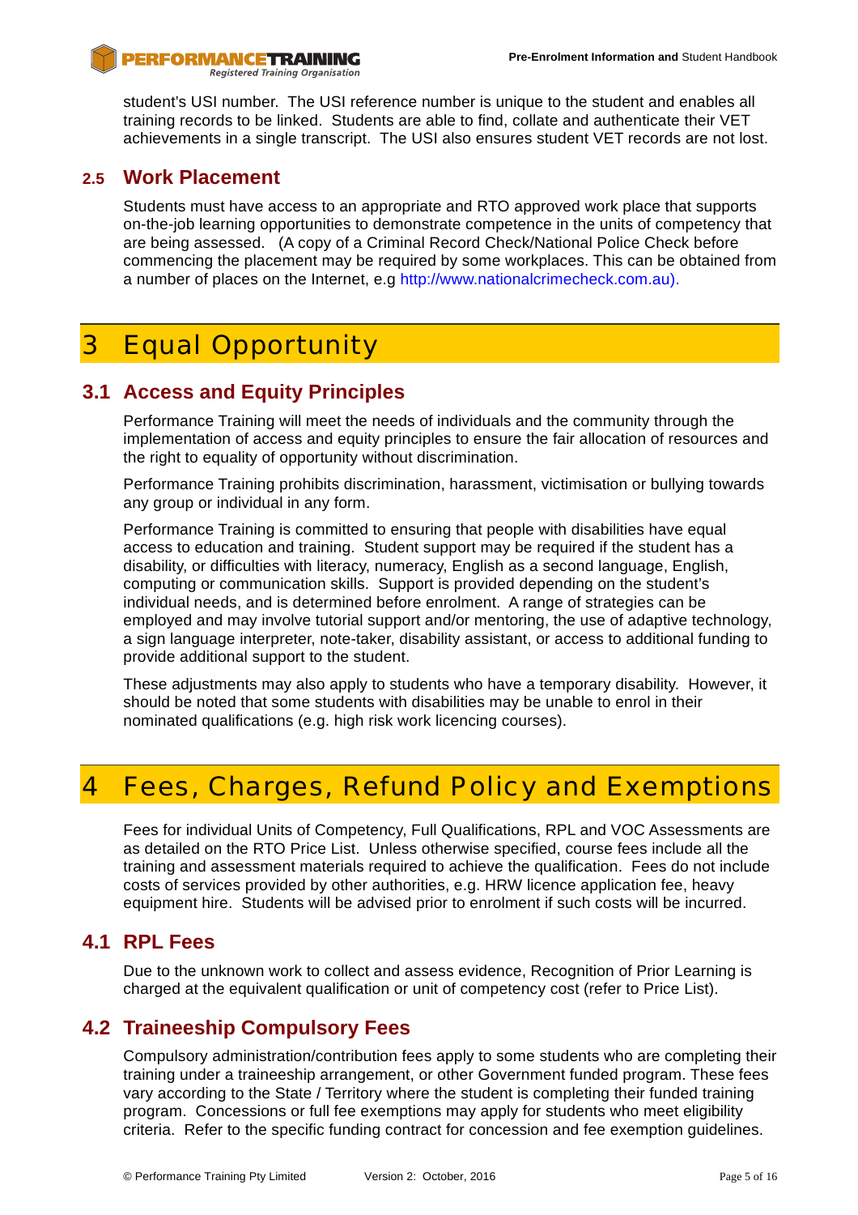student's USI number. The USI reference number is unique to the student and enables all training records to be linked. Students are able to find, collate and authenticate their VET achievements in a single transcript. The USI also ensures student VET records are not lost.

### 2.5 Work Placement

Students must have access to an appropriate and RTO approved work place that supports on-the-job learning opportunities to demonstrate competence in the units of competency that are being assessed. (A copy of a Criminal Record Check/National Police Check before commencing the placement may be required by some workplaces. This can be obtained from a number of places on the Internet, e.g http://www.nationalcrimecheck.com.au).

# 3 Equal Opportunity

## 3.1 Access and Equity Principles

Performance Training will meet the needs of individuals and the community through the implementation of access and equity principles to ensure the fair allocation of resources and the right to equality of opportunity without discrimination.

Performance Training prohibits discrimination, harassment, victimisation or bullying towards any group or individual in any form.

Performance Training is committed to ensuring that people with disabilities have equal access to education and training. Student support may be required if the student has a disability, or difficulties with literacy, numeracy, English as a second language, English, computing or communication skills. Support is provided depending on the student's individual needs, and is determined before enrolment. A range of strategies can be employed and may involve tutorial support and/or mentoring, the use of adaptive technology, a sign language interpreter, note-taker, disability assistant, or access to additional funding to provide additional support to the student.

These adjustments may also apply to students who have a temporary disability. However, it should be noted that some students with disabilities may be unable to enrol in their nominated qualifications (e.g. high risk work licencing courses).

# 4 Fees, Charges, Refund Policy and Exemptions

Fees for individual Units of Competency, Full Qualifications, RPL and VOC Assessments are as detailed on the RTO Price List. Unless otherwise specified, course fees include all the training and assessment materials required to achieve the qualification. Fees do not include costs of services provided by other authorities, e.g. HRW licence application fee, heavy equipment hire. Students will be advised prior to enrolment if such costs will be incurred.

## 4.1 RPL Fees

Due to the unknown work to collect and assess evidence, Recognition of Prior Learning is charged at the equivalent qualification or unit of competency cost (refer to Price List).

## 4.2 Traineeship Compulsory Fees

Compulsory administration/contribution fees apply to some students who are completing their training under a traineeship arrangement, or other Government funded program. These fees vary according to the State / Territory where the student is completing their funded training program. Concessions or full fee exemptions may apply for students who meet eligibility criteria. Refer to the specific funding contract for concession and fee exemption guidelines.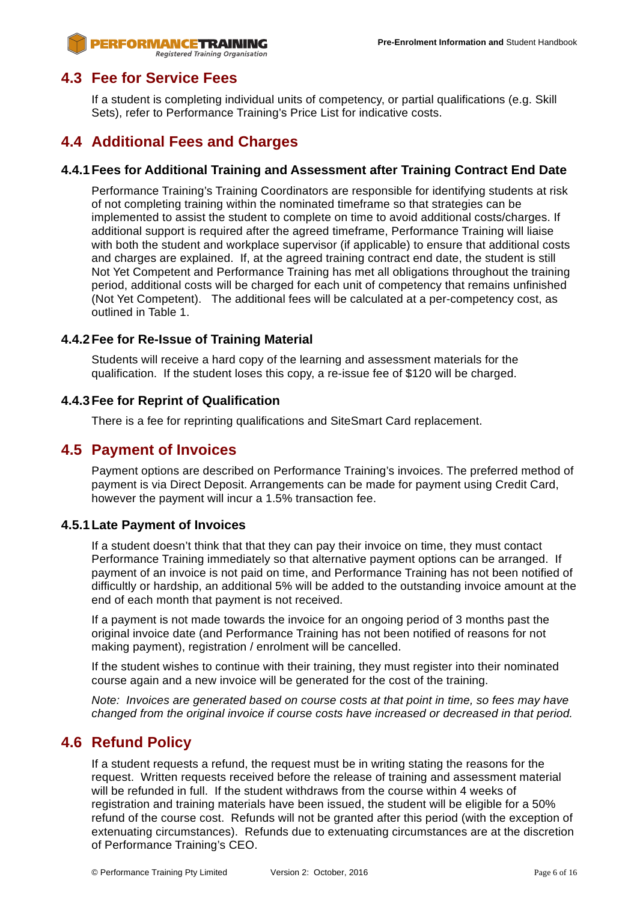## 4.3 Fee for Service Fees

If a student is completing individual units of competency, or partial qualifications (e.g. Skill Sets), refer to Performance Training's Price List for indicative costs.

## 4.4 Additional Fees and Charges

### 4.4.1 Fees for Additional Training and Assessment after Training Contract End Date

Performance Training's Training Coordinators are responsible for identifying students at risk of not completing training within the nominated timeframe so that strategies can be implemented to assist the student to complete on time to avoid additional costs/charges. If additional support is required after the agreed timeframe, Performance Training will liaise with both the student and workplace supervisor (if applicable) to ensure that additional costs and charges are explained. If, at the agreed training contract end date, the student is still Not Yet Competent and Performance Training has met all obligations throughout the training period, additional costs will be charged for each unit of competency that remains unfinished (Not Yet Competent). The additional fees will be calculated at a per-competency cost, as outlined in Table 1.

### 4.4.2 Fee for Re-Issue of Training Material

Students will receive a hard copy of the learning and assessment materials for the qualification. If the student loses this copy, a re-issue fee of $120 will be charged.

### 4.4.3 Fee for Reprint of Qualification

There is a fee for reprinting qualifications and SiteSmart Card replacement.

## 4.5 Payment of Invoices

Payment options are described on Performance Training's invoices. The preferred method of payment is via Direct Deposit. Arrangements can be made for payment using Credit Card, however the payment will incur a 1.5% transaction fee.

### 4.5.1 Late Payment of Invoices

If a student doesn't think that that they can pay their invoice on time, they must contact Performance Training immediately so that alternative payment options can be arranged. If payment of an invoice is not paid on time, and Performance Training has not been notified of difficultly or hardship, an additional 5% will be added to the outstanding invoice amount at the end of each month that payment is not received.

If a payment is not made towards the invoice for an ongoing period of 3 months past the original invoice date (and Performance Training has not been notified of reasons for not making payment), registration / enrolment will be cancelled.

If the student wishes to continue with their training, they must register into their nominated course again and a new invoice will be generated for the cost of the training.

*Note: Invoices are generated based on course costs at that point in time, so fees may have changed from the original invoice if course costs have increased or decreased in that period.*

## 4.6 Refund Policy

If a student requests a refund, the request must be in writing stating the reasons for the request. Written requests received before the release of training and assessment material will be refunded in full. If the student withdraws from the course within 4 weeks of registration and training materials have been issued, the student will be eligible for a 50% refund of the course cost. Refunds will not be granted after this period (with the exception of extenuating circumstances). Refunds due to extenuating circumstances are at the discretion of Performance Training's CEO.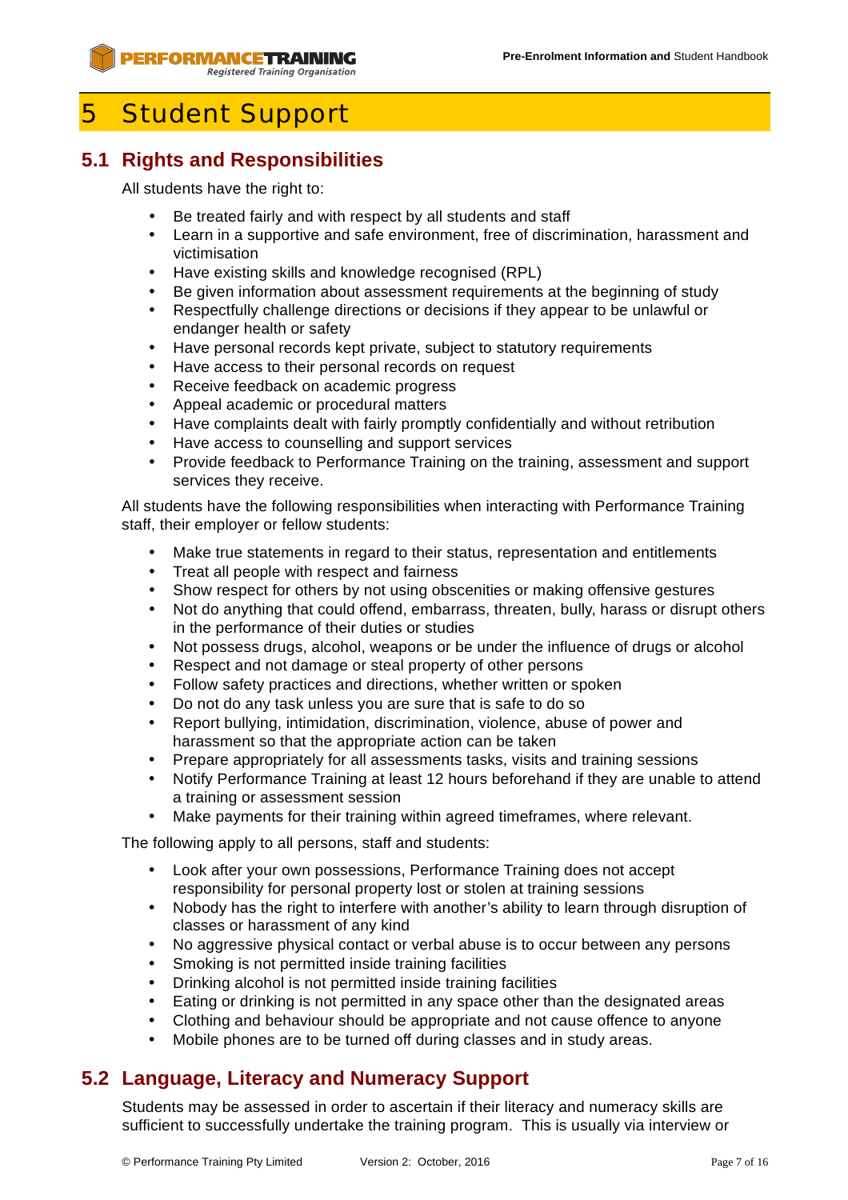# 5 Student Support

## 5.1 Rights and Responsibilities

All students have the right to:

- Be treated fairly and with respect by all students and staff
- Learn in a supportive and safe environment, free of discrimination, harassment and victimisation
- Have existing skills and knowledge recognised (RPL)
- Be given information about assessment requirements at the beginning of study
- Respectfully challenge directions or decisions if they appear to be unlawful or endanger health or safety
- Have personal records kept private, subject to statutory requirements
- Have access to their personal records on request
- Receive feedback on academic progress
- Appeal academic or procedural matters
- Have complaints dealt with fairly promptly confidentially and without retribution
- Have access to counselling and support services
- Provide feedback to Performance Training on the training, assessment and support services they receive.

All students have the following responsibilities when interacting with Performance Training staff, their employer or fellow students:

- Make true statements in regard to their status, representation and entitlements
- Treat all people with respect and fairness
- Show respect for others by not using obscenities or making offensive gestures
- Not do anything that could offend, embarrass, threaten, bully, harass or disrupt others in the performance of their duties or studies
- Not possess drugs, alcohol, weapons or be under the influence of drugs or alcohol
- Respect and not damage or steal property of other persons
- Follow safety practices and directions, whether written or spoken
- Do not do any task unless you are sure that is safe to do so
- Report bullying, intimidation, discrimination, violence, abuse of power and harassment so that the appropriate action can be taken
- Prepare appropriately for all assessments tasks, visits and training sessions
- Notify Performance Training at least 12 hours beforehand if they are unable to attend a training or assessment session
- Make payments for their training within agreed timeframes, where relevant.

The following apply to all persons, staff and students:

- Look after your own possessions, Performance Training does not accept responsibility for personal property lost or stolen at training sessions
- Nobody has the right to interfere with another's ability to learn through disruption of classes or harassment of any kind
- No aggressive physical contact or verbal abuse is to occur between any persons
- Smoking is not permitted inside training facilities
- Drinking alcohol is not permitted inside training facilities
- Eating or drinking is not permitted in any space other than the designated areas
- Clothing and behaviour should be appropriate and not cause offence to anyone
- Mobile phones are to be turned off during classes and in study areas.

## 5.2 Language, Literacy and Numeracy Support

Students may be assessed in order to ascertain if their literacy and numeracy skills are sufficient to successfully undertake the training program. This is usually via interview or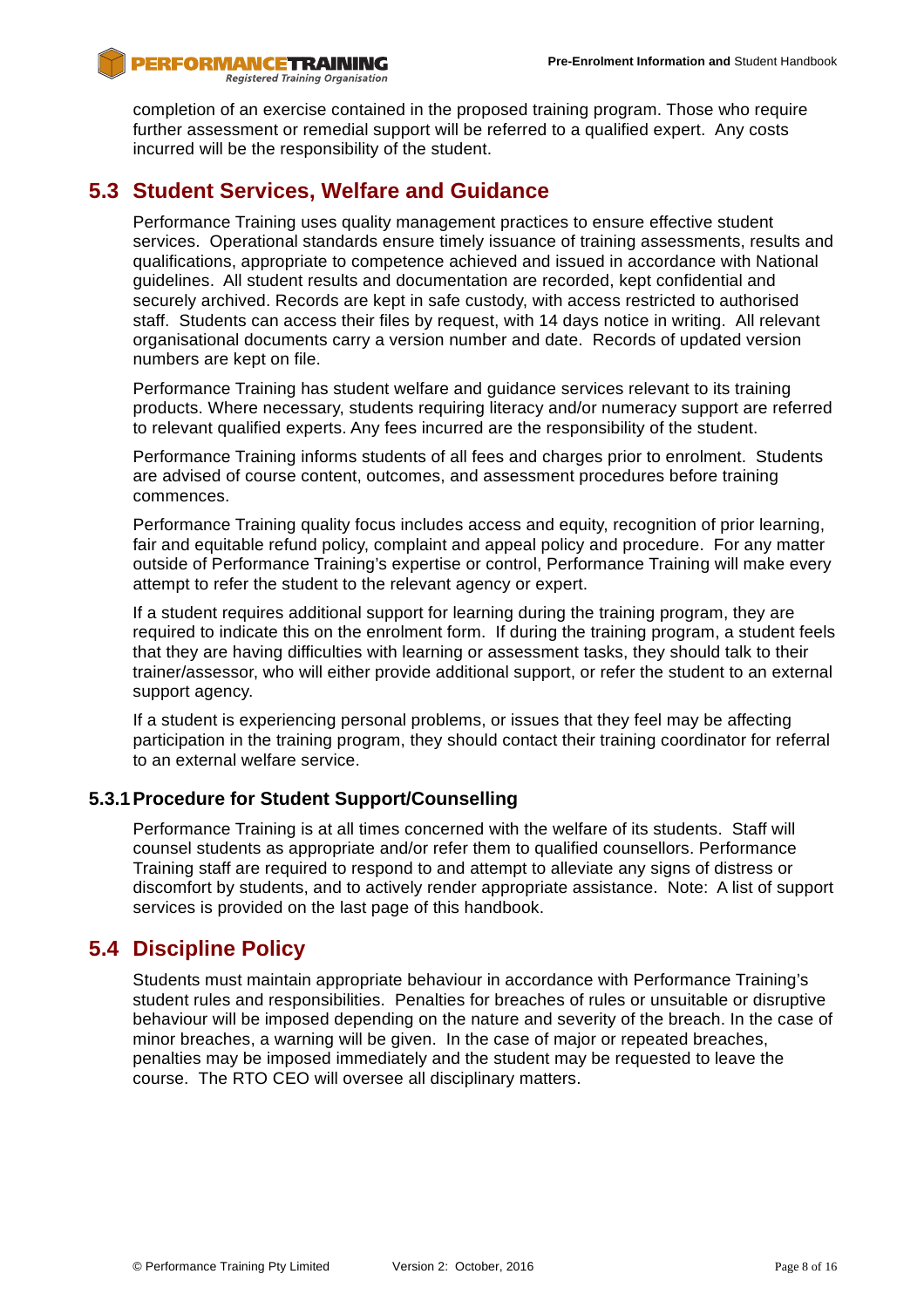completion of an exercise contained in the proposed training program. Those who require further assessment or remedial support will be referred to a qualified expert. Any costs incurred will be the responsibility of the student.

## 5.3 Student Services, Welfare and Guidance

Performance Training uses quality management practices to ensure effective student services. Operational standards ensure timely issuance of training assessments, results and qualifications, appropriate to competence achieved and issued in accordance with National guidelines. All student results and documentation are recorded, kept confidential and securely archived. Records are kept in safe custody, with access restricted to authorised staff. Students can access their files by request, with 14 days notice in writing. All relevant organisational documents carry a version number and date. Records of updated version numbers are kept on file.

Performance Training has student welfare and guidance services relevant to its training products. Where necessary, students requiring literacy and/or numeracy support are referred to relevant qualified experts. Any fees incurred are the responsibility of the student.

Performance Training informs students of all fees and charges prior to enrolment. Students are advised of course content, outcomes, and assessment procedures before training commences.

Performance Training quality focus includes access and equity, recognition of prior learning, fair and equitable refund policy, complaint and appeal policy and procedure. For any matter outside of Performance Training's expertise or control, Performance Training will make every attempt to refer the student to the relevant agency or expert.

If a student requires additional support for learning during the training program, they are required to indicate this on the enrolment form. If during the training program, a student feels that they are having difficulties with learning or assessment tasks, they should talk to their trainer/assessor, who will either provide additional support, or refer the student to an external support agency.

If a student is experiencing personal problems, or issues that they feel may be affecting participation in the training program, they should contact their training coordinator for referral to an external welfare service.

### 5.3.1 Procedure for Student Support/Counselling

Performance Training is at all times concerned with the welfare of its students. Staff will counsel students as appropriate and/or refer them to qualified counsellors. Performance Training staff are required to respond to and attempt to alleviate any signs of distress or discomfort by students, and to actively render appropriate assistance. Note: A list of support services is provided on the last page of this handbook.

## 5.4 Discipline Policy

Students must maintain appropriate behaviour in accordance with Performance Training's student rules and responsibilities. Penalties for breaches of rules or unsuitable or disruptive behaviour will be imposed depending on the nature and severity of the breach. In the case of minor breaches, a warning will be given. In the case of major or repeated breaches, penalties may be imposed immediately and the student may be requested to leave the course. The RTO CEO will oversee all disciplinary matters.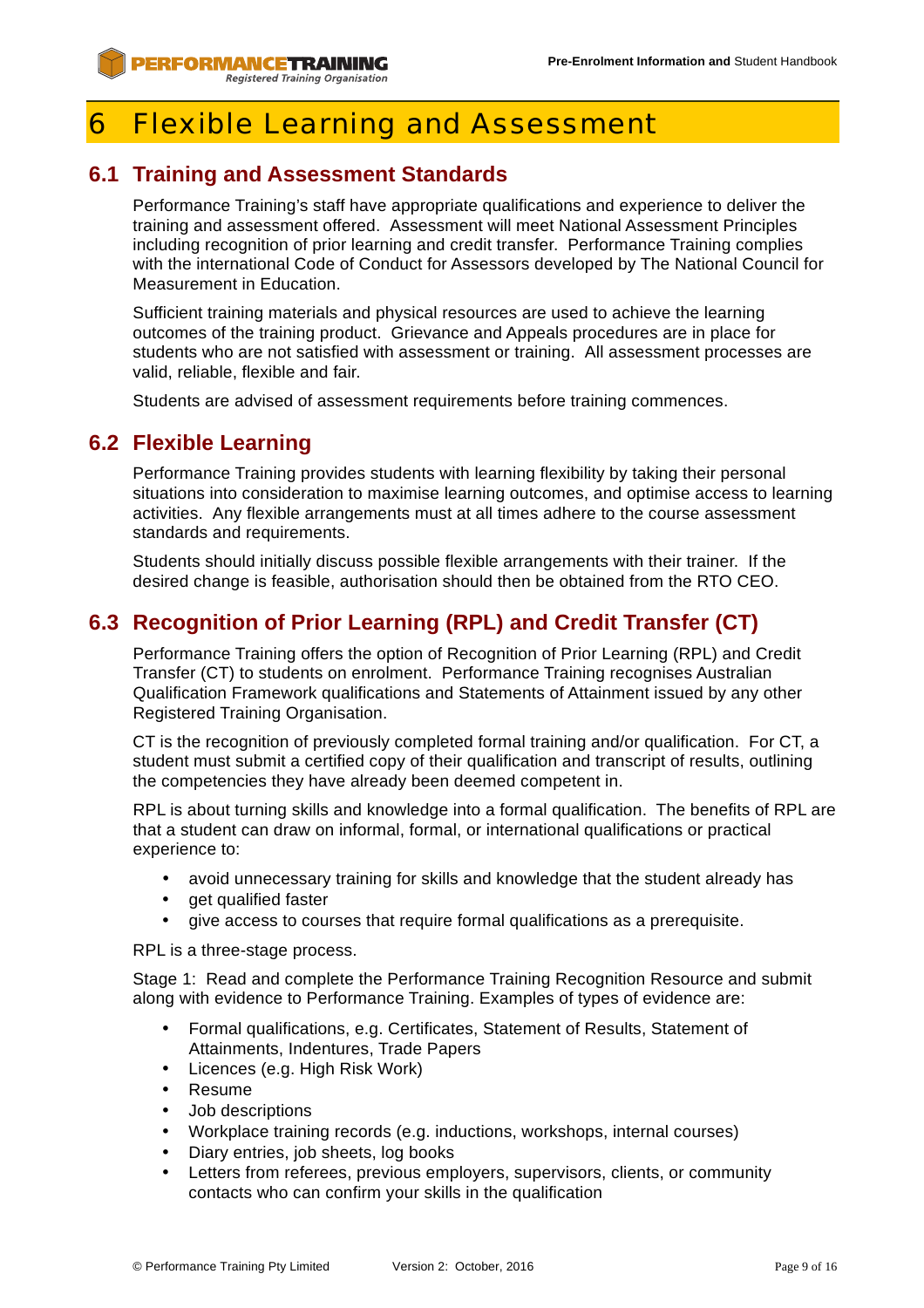# 6 Flexible Learning and Assessment

## 6.1 Training and Assessment Standards

Performance Training's staff have appropriate qualifications and experience to deliver the training and assessment offered. Assessment will meet National Assessment Principles including recognition of prior learning and credit transfer. Performance Training complies with the international Code of Conduct for Assessors developed by The National Council for Measurement in Education.

Sufficient training materials and physical resources are used to achieve the learning outcomes of the training product. Grievance and Appeals procedures are in place for students who are not satisfied with assessment or training. All assessment processes are valid, reliable, flexible and fair.

Students are advised of assessment requirements before training commences.

## 6.2 Flexible Learning

Performance Training provides students with learning flexibility by taking their personal situations into consideration to maximise learning outcomes, and optimise access to learning activities. Any flexible arrangements must at all times adhere to the course assessment standards and requirements.

Students should initially discuss possible flexible arrangements with their trainer. If the desired change is feasible, authorisation should then be obtained from the RTO CEO.

## 6.3 Recognition of Prior Learning (RPL) and Credit Transfer (CT)

Performance Training offers the option of Recognition of Prior Learning (RPL) and Credit Transfer (CT) to students on enrolment. Performance Training recognises Australian Qualification Framework qualifications and Statements of Attainment issued by any other Registered Training Organisation.

CT is the recognition of previously completed formal training and/or qualification. For CT, a student must submit a certified copy of their qualification and transcript of results, outlining the competencies they have already been deemed competent in.

RPL is about turning skills and knowledge into a formal qualification. The benefits of RPL are that a student can draw on informal, formal, or international qualifications or practical experience to:

- avoid unnecessary training for skills and knowledge that the student already has
- get qualified faster
- give access to courses that require formal qualifications as a prerequisite.

RPL is a three-stage process.

Stage 1: Read and complete the Performance Training Recognition Resource and submit along with evidence to Performance Training. Examples of types of evidence are:

- Formal qualifications, e.g. Certificates, Statement of Results, Statement of Attainments, Indentures, Trade Papers
- Licences (e.g. High Risk Work)
- Resume
- Job descriptions
- Workplace training records (e.g. inductions, workshops, internal courses)
- Diary entries, job sheets, log books
- Letters from referees, previous employers, supervisors, clients, or community contacts who can confirm your skills in the qualification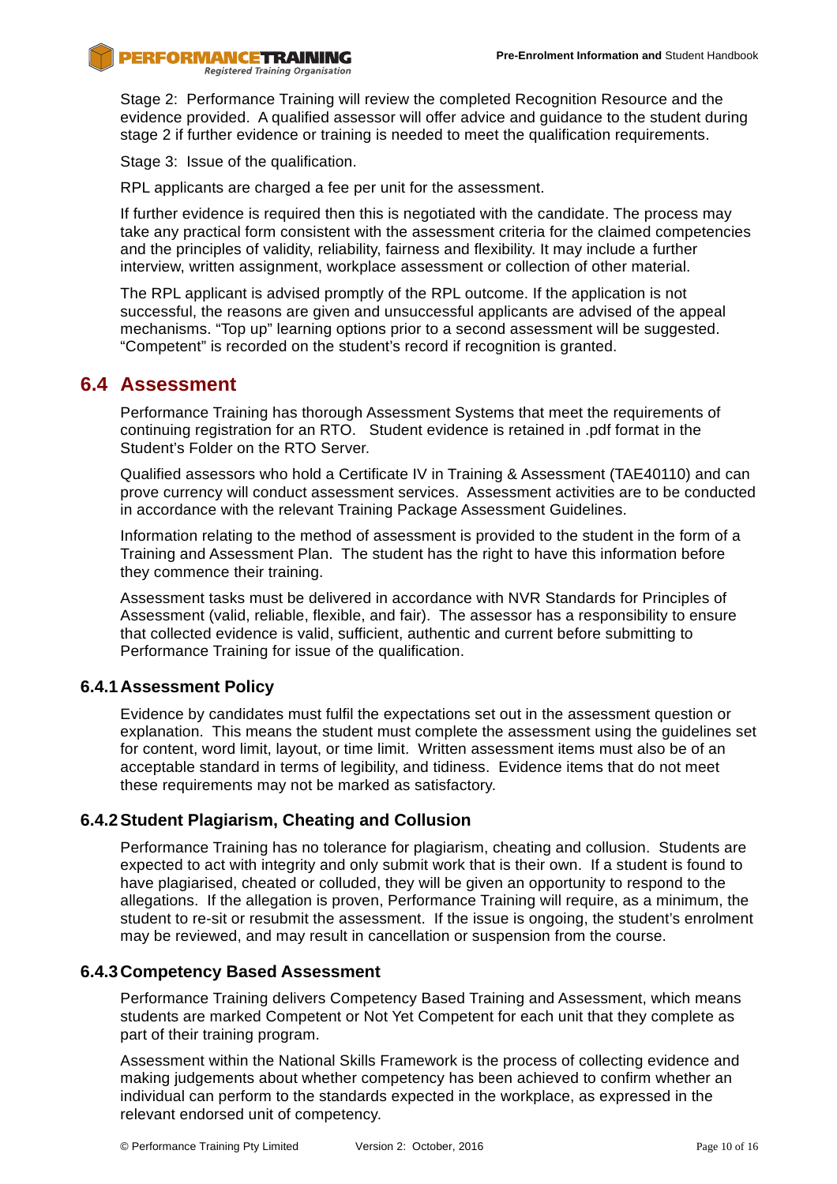Stage 2: Performance Training will review the completed Recognition Resource and the evidence provided. A qualified assessor will offer advice and guidance to the student during stage 2 if further evidence or training is needed to meet the qualification requirements.

Stage 3: Issue of the qualification.

RPL applicants are charged a fee per unit for the assessment.

If further evidence is required then this is negotiated with the candidate. The process may take any practical form consistent with the assessment criteria for the claimed competencies and the principles of validity, reliability, fairness and flexibility. It may include a further interview, written assignment, workplace assessment or collection of other material.

The RPL applicant is advised promptly of the RPL outcome. If the application is not successful, the reasons are given and unsuccessful applicants are advised of the appeal mechanisms. "Top up" learning options prior to a second assessment will be suggested. "Competent" is recorded on the student's record if recognition is granted.

## 6.4 Assessment

Performance Training has thorough Assessment Systems that meet the requirements of continuing registration for an RTO. Student evidence is retained in .pdf format in the Student's Folder on the RTO Server.

Qualified assessors who hold a Certificate IV in Training & Assessment (TAE40110) and can prove currency will conduct assessment services. Assessment activities are to be conducted in accordance with the relevant Training Package Assessment Guidelines.

Information relating to the method of assessment is provided to the student in the form of a Training and Assessment Plan. The student has the right to have this information before they commence their training.

Assessment tasks must be delivered in accordance with NVR Standards for Principles of Assessment (valid, reliable, flexible, and fair). The assessor has a responsibility to ensure that collected evidence is valid, sufficient, authentic and current before submitting to Performance Training for issue of the qualification.

### 6.4.1 Assessment Policy

Evidence by candidates must fulfil the expectations set out in the assessment question or explanation. This means the student must complete the assessment using the guidelines set for content, word limit, layout, or time limit. Written assessment items must also be of an acceptable standard in terms of legibility, and tidiness. Evidence items that do not meet these requirements may not be marked as satisfactory.

### 6.4.2 Student Plagiarism, Cheating and Collusion

Performance Training has no tolerance for plagiarism, cheating and collusion. Students are expected to act with integrity and only submit work that is their own. If a student is found to have plagiarised, cheated or colluded, they will be given an opportunity to respond to the allegations. If the allegation is proven, Performance Training will require, as a minimum, the student to re-sit or resubmit the assessment. If the issue is ongoing, the student's enrolment may be reviewed, and may result in cancellation or suspension from the course.

### 6.4.3 Competency Based Assessment

Performance Training delivers Competency Based Training and Assessment, which means students are marked Competent or Not Yet Competent for each unit that they complete as part of their training program.

Assessment within the National Skills Framework is the process of collecting evidence and making judgements about whether competency has been achieved to confirm whether an individual can perform to the standards expected in the workplace, as expressed in the relevant endorsed unit of competency.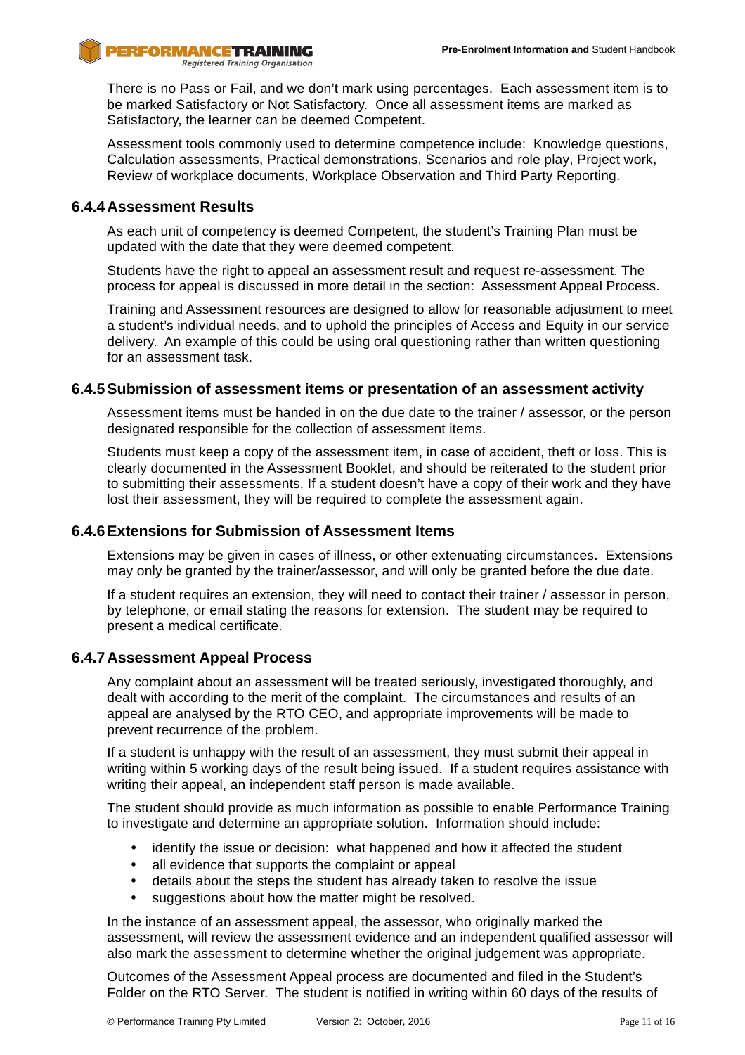There is no Pass or Fail, and we don't mark using percentages. Each assessment item is to be marked Satisfactory or Not Satisfactory. Once all assessment items are marked as Satisfactory, the learner can be deemed Competent.

Assessment tools commonly used to determine competence include: Knowledge questions, Calculation assessments, Practical demonstrations, Scenarios and role play, Project work, Review of workplace documents, Workplace Observation and Third Party Reporting.

### 6.4.4 Assessment Results

As each unit of competency is deemed Competent, the student's Training Plan must be updated with the date that they were deemed competent.

Students have the right to appeal an assessment result and request re-assessment. The process for appeal is discussed in more detail in the section: Assessment Appeal Process.

Training and Assessment resources are designed to allow for reasonable adjustment to meet a student's individual needs, and to uphold the principles of Access and Equity in our service delivery. An example of this could be using oral questioning rather than written questioning for an assessment task.

### 6.4.5 Submission of assessment items or presentation of an assessment activity

Assessment items must be handed in on the due date to the trainer / assessor, or the person designated responsible for the collection of assessment items.

Students must keep a copy of the assessment item, in case of accident, theft or loss. This is clearly documented in the Assessment Booklet, and should be reiterated to the student prior to submitting their assessments. If a student doesn't have a copy of their work and they have lost their assessment, they will be required to complete the assessment again.

### 6.4.6 Extensions for Submission of Assessment Items

Extensions may be given in cases of illness, or other extenuating circumstances. Extensions may only be granted by the trainer/assessor, and will only be granted before the due date.

If a student requires an extension, they will need to contact their trainer / assessor in person, by telephone, or email stating the reasons for extension. The student may be required to present a medical certificate.

### 6.4.7 Assessment Appeal Process

Any complaint about an assessment will be treated seriously, investigated thoroughly, and dealt with according to the merit of the complaint. The circumstances and results of an appeal are analysed by the RTO CEO, and appropriate improvements will be made to prevent recurrence of the problem.

If a student is unhappy with the result of an assessment, they must submit their appeal in writing within 5 working days of the result being issued. If a student requires assistance with writing their appeal, an independent staff person is made available.

The student should provide as much information as possible to enable Performance Training to investigate and determine an appropriate solution. Information should include:

- identify the issue or decision: what happened and how it affected the student
- all evidence that supports the complaint or appeal
- details about the steps the student has already taken to resolve the issue
- suggestions about how the matter might be resolved.

In the instance of an assessment appeal, the assessor, who originally marked the assessment, will review the assessment evidence and an independent qualified assessor will also mark the assessment to determine whether the original judgement was appropriate.

Outcomes of the Assessment Appeal process are documented and filed in the Student's Folder on the RTO Server. The student is notified in writing within 60 days of the results of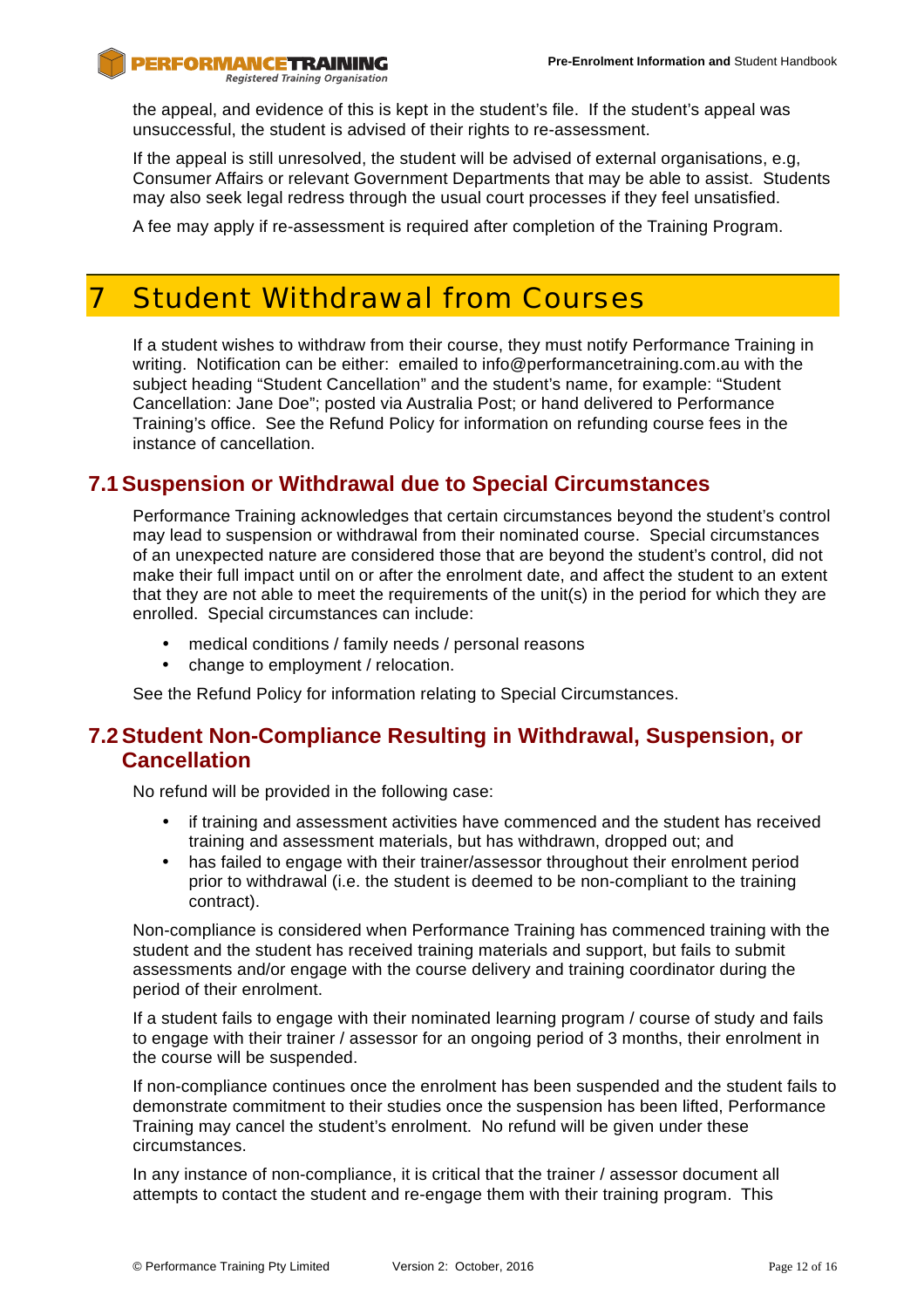the appeal, and evidence of this is kept in the student's file. If the student's appeal was unsuccessful, the student is advised of their rights to re-assessment.

If the appeal is still unresolved, the student will be advised of external organisations, e.g, Consumer Affairs or relevant Government Departments that may be able to assist. Students may also seek legal redress through the usual court processes if they feel unsatisfied.

A fee may apply if re-assessment is required after completion of the Training Program.

# 7 Student Withdrawal from Courses

If a student wishes to withdraw from their course, they must notify Performance Training in writing. Notification can be either: emailed to info@performancetraining.com.au with the subject heading "Student Cancellation" and the student's name, for example: "Student Cancellation: Jane Doe"; posted via Australia Post; or hand delivered to Performance Training's office. See the Refund Policy for information on refunding course fees in the instance of cancellation.

## 7.1 Suspension or Withdrawal due to Special Circumstances

Performance Training acknowledges that certain circumstances beyond the student's control may lead to suspension or withdrawal from their nominated course. Special circumstances of an unexpected nature are considered those that are beyond the student's control, did not make their full impact until on or after the enrolment date, and affect the student to an extent that they are not able to meet the requirements of the unit(s) in the period for which they are enrolled. Special circumstances can include:

- medical conditions / family needs / personal reasons
- change to employment / relocation.

See the Refund Policy for information relating to Special Circumstances.

## 7.2 Student Non-Compliance Resulting in Withdrawal, Suspension, or Cancellation

No refund will be provided in the following case:

- if training and assessment activities have commenced and the student has received training and assessment materials, but has withdrawn, dropped out; and
- has failed to engage with their trainer/assessor throughout their enrolment period prior to withdrawal (i.e. the student is deemed to be non-compliant to the training contract).

Non-compliance is considered when Performance Training has commenced training with the student and the student has received training materials and support, but fails to submit assessments and/or engage with the course delivery and training coordinator during the period of their enrolment.

If a student fails to engage with their nominated learning program / course of study and fails to engage with their trainer / assessor for an ongoing period of 3 months, their enrolment in the course will be suspended.

If non-compliance continues once the enrolment has been suspended and the student fails to demonstrate commitment to their studies once the suspension has been lifted, Performance Training may cancel the student's enrolment. No refund will be given under these circumstances.

In any instance of non-compliance, it is critical that the trainer / assessor document all attempts to contact the student and re-engage them with their training program. This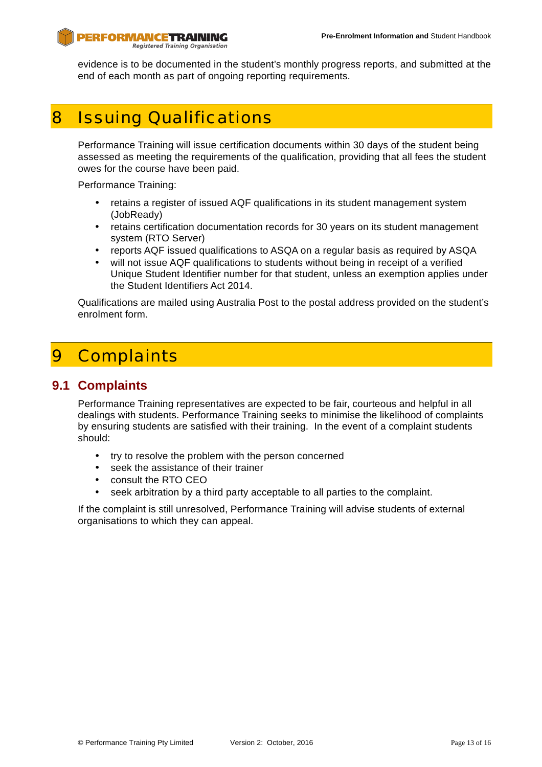evidence is to be documented in the student's monthly progress reports, and submitted at the end of each month as part of ongoing reporting requirements.

# 8 Issuing Qualifications

Performance Training will issue certification documents within 30 days of the student being assessed as meeting the requirements of the qualification, providing that all fees the student owes for the course have been paid.

Performance Training:

- retains a register of issued AQF qualifications in its student management system (JobReady)
- retains certification documentation records for 30 years on its student management system (RTO Server)
- reports AQF issued qualifications to ASQA on a regular basis as required by ASQA
- will not issue AQF qualifications to students without being in receipt of a verified Unique Student Identifier number for that student, unless an exemption applies under the Student Identifiers Act 2014.

Qualifications are mailed using Australia Post to the postal address provided on the student's enrolment form.

# 9 Complaints

## 9.1 Complaints

Performance Training representatives are expected to be fair, courteous and helpful in all dealings with students. Performance Training seeks to minimise the likelihood of complaints by ensuring students are satisfied with their training. In the event of a complaint students should:

- try to resolve the problem with the person concerned
- seek the assistance of their trainer
- consult the RTO CEO
- seek arbitration by a third party acceptable to all parties to the complaint.

If the complaint is still unresolved, Performance Training will advise students of external organisations to which they can appeal.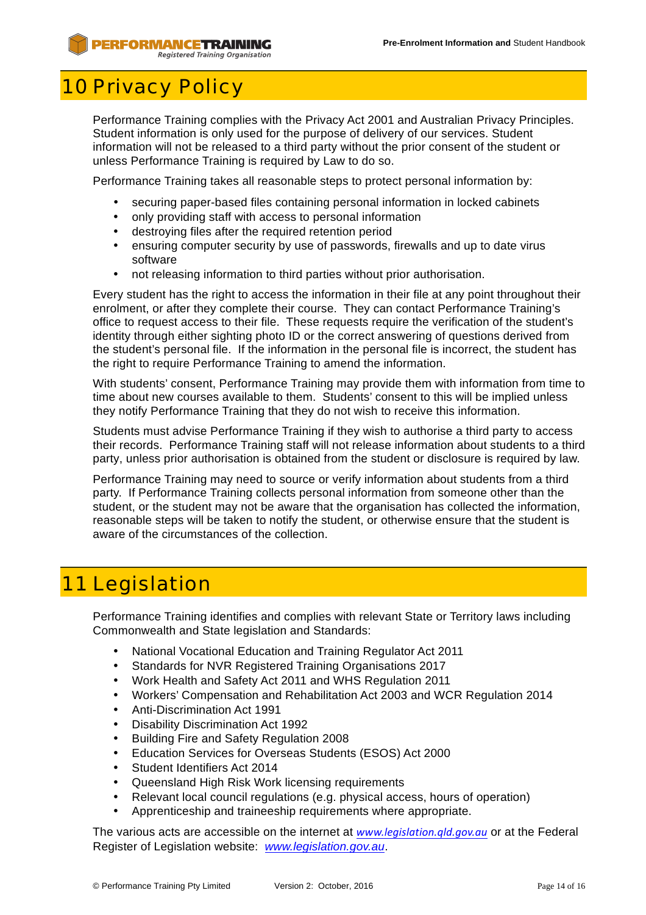# 10 Privacy Policy

Performance Training complies with the Privacy Act 2001 and Australian Privacy Principles. Student information is only used for the purpose of delivery of our services. Student information will not be released to a third party without the prior consent of the student or unless Performance Training is required by Law to do so.

Performance Training takes all reasonable steps to protect personal information by:

- securing paper-based files containing personal information in locked cabinets
- only providing staff with access to personal information
- destroying files after the required retention period
- ensuring computer security by use of passwords, firewalls and up to date virus software
- not releasing information to third parties without prior authorisation.

Every student has the right to access the information in their file at any point throughout their enrolment, or after they complete their course. They can contact Performance Training's office to request access to their file. These requests require the verification of the student's identity through either sighting photo ID or the correct answering of questions derived from the student's personal file. If the information in the personal file is incorrect, the student has the right to require Performance Training to amend the information.

With students' consent, Performance Training may provide them with information from time to time about new courses available to them. Students' consent to this will be implied unless they notify Performance Training that they do not wish to receive this information.

Students must advise Performance Training if they wish to authorise a third party to access their records. Performance Training staff will not release information about students to a third party, unless prior authorisation is obtained from the student or disclosure is required by law.

Performance Training may need to source or verify information about students from a third party. If Performance Training collects personal information from someone other than the student, or the student may not be aware that the organisation has collected the information, reasonable steps will be taken to notify the student, or otherwise ensure that the student is aware of the circumstances of the collection.

# 11 Legislation

Performance Training identifies and complies with relevant State or Territory laws including Commonwealth and State legislation and Standards:

- National Vocational Education and Training Regulator Act 2011
- Standards for NVR Registered Training Organisations 2017
- Work Health and Safety Act 2011 and WHS Regulation 2011
- Workers' Compensation and Rehabilitation Act 2003 and WCR Regulation 2014
- Anti-Discrimination Act 1991
- Disability Discrimination Act 1992
- Building Fire and Safety Regulation 2008
- Education Services for Overseas Students (ESOS) Act 2000
- Student Identifiers Act 2014
- Queensland High Risk Work licensing requirements
- Relevant local council regulations (e.g. physical access, hours of operation)
- Apprenticeship and traineeship requirements where appropriate.

The various acts are accessible on the internet at *www.legislation.qld.gov.au* or at the Federal Register of Legislation website: *www.legislation.gov.au*.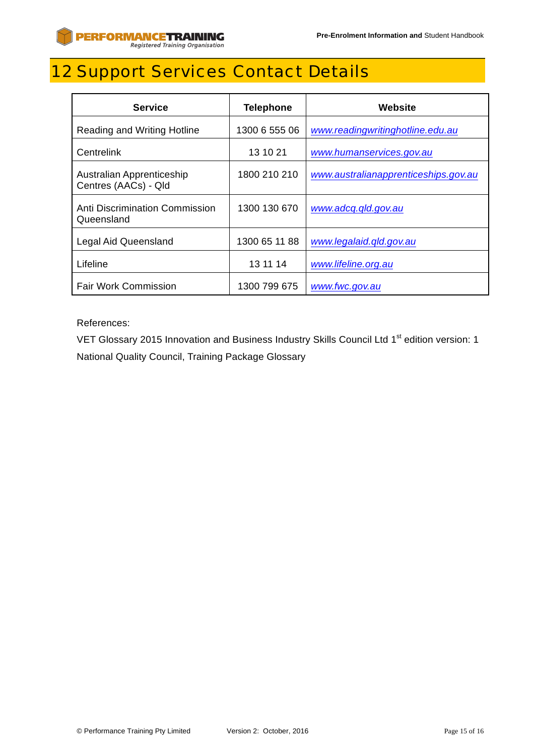# 12 Support Services Contact Details

| Service | Telephone | Website |
|---|---|---|
| Reading and Writing Hotline | 1300 6 555 06 | www.readingwritinghotline.edu.au |
| Centrelink | 13 10 21 | www.humanservices.gov.au |
| Australian Apprenticeship Centres (AACs) - Qld | 1800 210 210 | www.australianapprenticeships.gov.au |
| Anti Discrimination Commission Queensland | 1300 130 670 | www.adcq.qld.gov.au |
| Legal Aid Queensland | 1300 65 11 88 | www.legalaid.qld.gov.au |
| Lifeline | 13 11 14 | www.lifeline.org.au |
| Fair Work Commission | 1300 799 675 | www.fwc.gov.au |

References:

VET Glossary 2015 Innovation and Business Industry Skills Council Ltd 1st edition version: 1

National Quality Council, Training Package Glossary